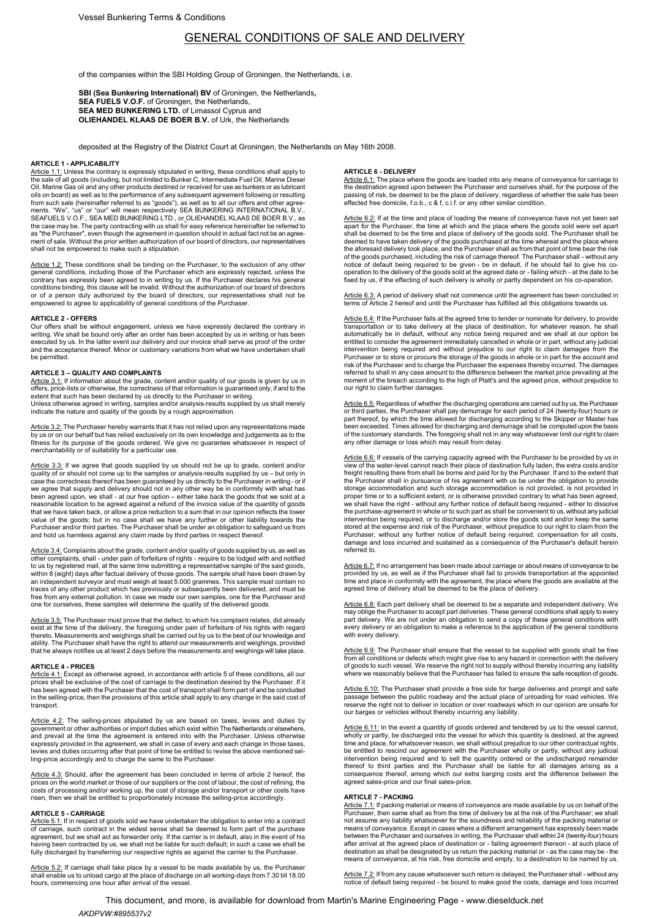# GENERAL CONDITIONS OF SALE AND DELIVERY

of the companies within the SBI Holding Group of Groningen, the Netherlands, i.e.

**SBI (Sea Bunkering International) BV** of Groningen, the Netherlands,
**SEA FUELS V.O.F.** of Groningen, the Netherlands,
**SEA MED BUNKERING LTD.** of Limassol Cyprus and
**OLIEHANDEL KLAAS DE BOER B.V.** of Urk, the Netherlands

deposited at the Registry of the District Court at Groningen, the Netherlands on May 16th 2008.

**ARTICLE 1 - APPLICABILITY**

Article 1.1: Unless the contrary is expressly stipulated in writing, these conditions shall apply to the sale of all goods (including, but not limited to Bunker C, Intermediate Fuel Oil, Marine Diesel Oil, Marine Gas oil and any other products destined or received for use as bunkers or as lubricant oils on board) as well as to the performance of any subsequent agreement following or resulting from such sale (hereinafter referred to as "goods"), as well as to all our offers and other agreements. "We", "us" or "our" will mean respectively SEA BUNKERING INTERNATIONAL B.V., SEAFUELS V.O.F., SEA MED BUNKERING LTD., or OLIEHANDEL KLAAS DE BOER B.V., as the case may be. The party contracting with us shall for easy reference hereinafter be referred to as "the Purchaser", even though the agreement in question should in actual fact not be an agreement of sale. Without the prior written authorization of our board of directors, our representatives shall not be empowered to make such a stipulation.

Article 1.2: These conditions shall be binding on the Purchaser, to the exclusion of any other general conditions, including those of the Purchaser which are expressly rejected, unless the contrary has expressly been agreed to in writing by us. If the Purchaser declares his general conditions binding, this clause will be invalid. Without the authorization of our board of directors or of a person duly authorized by the board of directors, our representatives shall not be empowered to agree to applicability of general conditions of the Purchaser.

**ARTICLE 2 - OFFERS**

Our offers shall be without engagement, unless we have expressly declared the contrary in writing. We shall be bound only after an order has been accepted by us in writing or has been executed by us. In the latter event our delivery and our invoice shall serve as proof of the order and the acceptance thereof. Minor or customary variations from what we have undertaken shall be permitted.

**ARTICLE 3 – QUALITY AND COMPLAINTS**

Article 3.1: If information about the grade, content and/or quality of our goods is given by us in offers, price-lists or otherwise, the correctness of that information is guaranteed only, if and to the extent that such has been declared by us directly to the Purchaser in writing.
Unless otherwise agreed in writing, samples and/or analysis-results supplied by us shall merely indicate the nature and quality of the goods by a rough approximation.

Article 3.2: The Purchaser hereby warrants that it has not relied upon any representations made by us or on our behalf but has relied exclusively on its own knowledge and judgements as to the fitness for its purpose of the goods ordered. We give no guarantee whatsoever in respect of merchantability or of suitability for a particular use.

Article 3.3: If we agree that goods supplied by us should not be up to grade, content and/or quality of or should not come up to the samples or analysis-results supplied by us – but only in case the correctness thereof has been guaranteed by us directly to the Purchaser in writing - or if we agree that supply and delivery should not in any other way be in conformity with what has been agreed upon, we shall - at our free option – either take back the goods that we sold at a reasonable location to be agreed against a refund of the invoice value of the quantity of goods that we have taken back, or allow a price reduction to a sum that in our opinion reflects the lower value of the goods; but in no case shall we have any further or other liability towards the Purchaser and/or third parties. The Purchaser shall be under an obligation to safeguard us from and hold us harmless against any claim made by third parties in respect thereof.

Article 3.4: Complaints about the grade, content and/or quality of goods supplied by us, as well as other complaints, shall - under pain of forfeiture of rights - require to be lodged with and notified to us by registered mail, at the same time submitting a representative sample of the said goods, within 8 (eight) days after factual delivery of those goods. The sample shall have been drawn by an independent surveyor and must weigh at least 5.000 grammes. This sample must contain no traces of any other product which has previously or subsequently been delivered, and must be free from any external pollution. In case we made our own samples, one for the Purchaser and one for ourselves, these samples will determine the quality of the delivered goods.

Article 3.5: The Purchaser must prove that the defect, to which his complaint relates, did already exist at the time of the delivery, the foregoing under pain of forfeiture of his rights with regard thereto. Measurements and weighings shall be carried out by us to the best of our knowledge and ability. The Purchaser shall have the right to attend our measurements and weighings, provided that he always notifies us at least 2 days before the measurements and weighings will take place.

**ARTICLE 4 - PRICES**

Article 4.1: Except as otherwise agreed, in accordance with article 5 of these conditions, all our prices shall be exclusive of the cost of carriage to the destination desired by the Purchaser. If it has been agreed with the Purchaser that the cost of transport shall form part of and be concluded in the selling-price, then the provisions of this article shall apply to any change in the said cost of transport.

Article 4.2: The selling-prices stipulated by us are based on taxes, levies and duties by government or other authorities or import duties which exist within The Netherlands or elsewhere, and prevail at the time the agreement is entered into with the Purchaser. Unless otherwise expressly provided in the agreement, we shall in case of every and each change in those taxes, levies and duties occurring after that point of time be entitled to revise the above mentioned selling-price accordingly and to charge the same to the Purchaser.

Article 4.3: Should, after the agreement has been concluded in terms of article 2 hereof, the prices on the world market or those of our suppliers or the cost of labour, the cost of refining, the costs of processing and/or working up, the cost of storage and/or transport or other costs have risen, then we shall be entitled to proportionately increase the selling-price accordingly.

**ARTICLE 5 - CARRIAGE**

Article 5.1: If in respect of goods sold we have undertaken the obligation to enter into a contract of carriage, such contract in the widest sense shall be deemed to form part of the purchase agreement, but we shall act as forwarder only. If the carrier is in default, also in the event of his having been contracted by us, we shall not be liable for such default; in such a case we shall be fully discharged by transferring our respective rights as against the carrier to the Purchaser.

Article 5.2: If carriage shall take place by a vessel to be made available by us, the Purchaser shall enable us to unload cargo at the place of discharge on all working-days from 7.30 till 18.00 hours, commencing one hour after arrival of the vessel.

**ARTICLE 6 - DELIVERY**

Article 6.1: The place where the goods are loaded into any means of conveyance for carriage to the destination agreed upon between the Purchaser and ourselves shall, for the purpose of the passing of risk, be deemed to be the place of delivery, regardless of whether the sale has been effected free domicile, f.o.b., c & f, c.i.f. or any other similar condition.

Article 6.2: If at the time and place of loading the means of conveyance have not yet been set apart for the Purchaser, the time at which and the place where the goods sold were set apart shall be deemed to be the time and place of delivery of the goods sold. The Purchaser shall be deemed to have taken delivery of the goods purchased at the time whereat and the place where the aforesaid delivery took place, and the Purchaser shall as from that point of time bear the risk of the goods purchased, including the risk of carriage thereof. The Purchaser shall - without any notice of default being required to be given - be in default, if he should fail to give his co-operation to the delivery of the goods sold at the agreed date or - failing which - at the date to be fixed by us, if the effecting of such delivery is wholly or partly dependent on his co-operation.

Article 6.3: A period of delivery shall not commence until the agreement has been concluded in terms of Article 2 hereof and until the Purchaser has fulfilled all this obligations towards us.

Article 6.4: If the Purchaser fails at the agreed time to tender or nominate for delivery, to provide transportation or to take delivery at the place of destination, for whatever reason, he shall automatically be in default, without any notice being required and we shall at our option be entitled to consider the agreement immediately cancelled in whole or in part, without any judicial intervention being required and without prejudice to our right to claim damages from the Purchaser or to store or procure the storage of the goods in whole or in part for the account and risk of the Purchaser and to charge the Purchaser the expenses thereby incurred. The damages referred to shall in any case amount to the difference between the market price prevailing at the moment of the breach according to the high of Platt's and the agreed price, without prejudice to our right to claim further damages.

Article 6.5: Regardless of whether the discharging operations are carried out by us, the Purchaser or third parties, the Purchaser shall pay demurrage for each period of 24 (twenty-four) hours or part thereof, by which the time allowed for discharging according to the Skipper or Master has been exceeded. Times allowed for discharging and demurrage shall be computed upon the basis of the customary standards. The foregoing shall not in any way whatsoever limit our right to claim any other damage or loss which may result from delay.

Article 6.6: If vessels of the carrying capacity agreed with the Purchaser to be provided by us in view of the water-level cannot reach their place of destination fully laden, the extra costs and/or freight resulting there from shall be borne and paid for by the Purchaser. If and to the extent that the Purchaser shall in pursuance of his agreement with us be under the obligation to provide storage accommodation and such storage accommodation is not provided, is not provided in proper time or to a sufficient extent, or is otherwise provided contrary to what has been agreed, we shall have the right - without any further notice of default being required - either to dissolve the purchase-agreement in whole or to such part as shall be convenient to us, without any judicial intervention being required, or to discharge and/or store the goods sold and/or keep the same stored at the expense and risk of the Purchaser, without prejudice to our right to claim from the Purchaser, without any further notice of default being required, compensation for all costs, damage and loss incurred and sustained as a consequence of the Purchaser's default herein referred to.

Article 6.7: If no arrangement has been made about carriage or about means of conveyance to be provided by us, as well as if the Purchaser shall fail to provide transportation at the appointed time and place in conformity with the agreement, the place where the goods are available at the agreed time of delivery shall be deemed to be the place of delivery.

Article 6.8: Each part delivery shall be deemed to be a separate and independent delivery. We may oblige the Purchaser to accept part deliveries. These general conditions shall apply to every part delivery. We are not under an obligation to send a copy of these general conditions with every delivery or an obligation to make a reference to the application of the general conditions with every delivery.

Article 6.9: The Purchaser shall ensure that the vessel to be supplied with goods shall be free from all conditions or defects which might give rise to any hazard in connection with the delivery of goods to such vessel. We reserve the right not to supply without thereby incurring any liability where we reasonably believe that the Purchaser has failed to ensure the safe reception of goods.

Article 6.10: The Purchaser shall provide a free side for barge deliveries and prompt and safe passage between the public roadway and the actual place of unloading for road vehicles. We reserve the right not to deliver in location or over roadways which in our opinion are unsafe for our barges or vehicles without thereby incurring any liability.

Article 6.11: In the event a quantity of goods ordered and tendered by us to the vessel cannot, wholly or partly, be discharged into the vessel for which this quantity is destined, at the agreed time and place, for whatsoever reason, we shall without prejudice to our other contractual rights, be entitled to rescind our agreement with the Purchaser wholly or partly, without any judicial intervention being required and to sell the quantity ordered or the undischarged remainder thereof to third parties and the Purchaser shall be liable for all damages arising as a consequence thereof, among which our extra barging costs and the difference between the agreed sales-price and our final sales-price.

**ARTICLE 7 - PACKING**

Article 7.1: If packing material or means of conveyance are made available by us on behalf of the Purchaser, then same shall as from the time of delivery be at the risk of the Purchaser; we shall not assume any liability whatsoever for the soundness and reliability of the packing material or means of conveyance. Except in cases where a different arrangement has expressly been made between the Purchaser and ourselves in writing, the Purchaser shall within 24 (twenty-four) hours after arrival at the agreed place of destination or - failing agreement thereon - at such place of destination as shall be designated by us return the packing material or - as the case may be - the means of conveyance, at his risk, free domicile and empty, to a destination to be named by us.

Article 7.2: If from any cause whatsoever such return is delayed, the Purchaser shall - without any notice of default being required - be bound to make good the costs, damage and loss incurred

This document, and more, is available for download from Martin's Marine Engineering Page - www.dieselduck.net

AKDPVW:#895537v2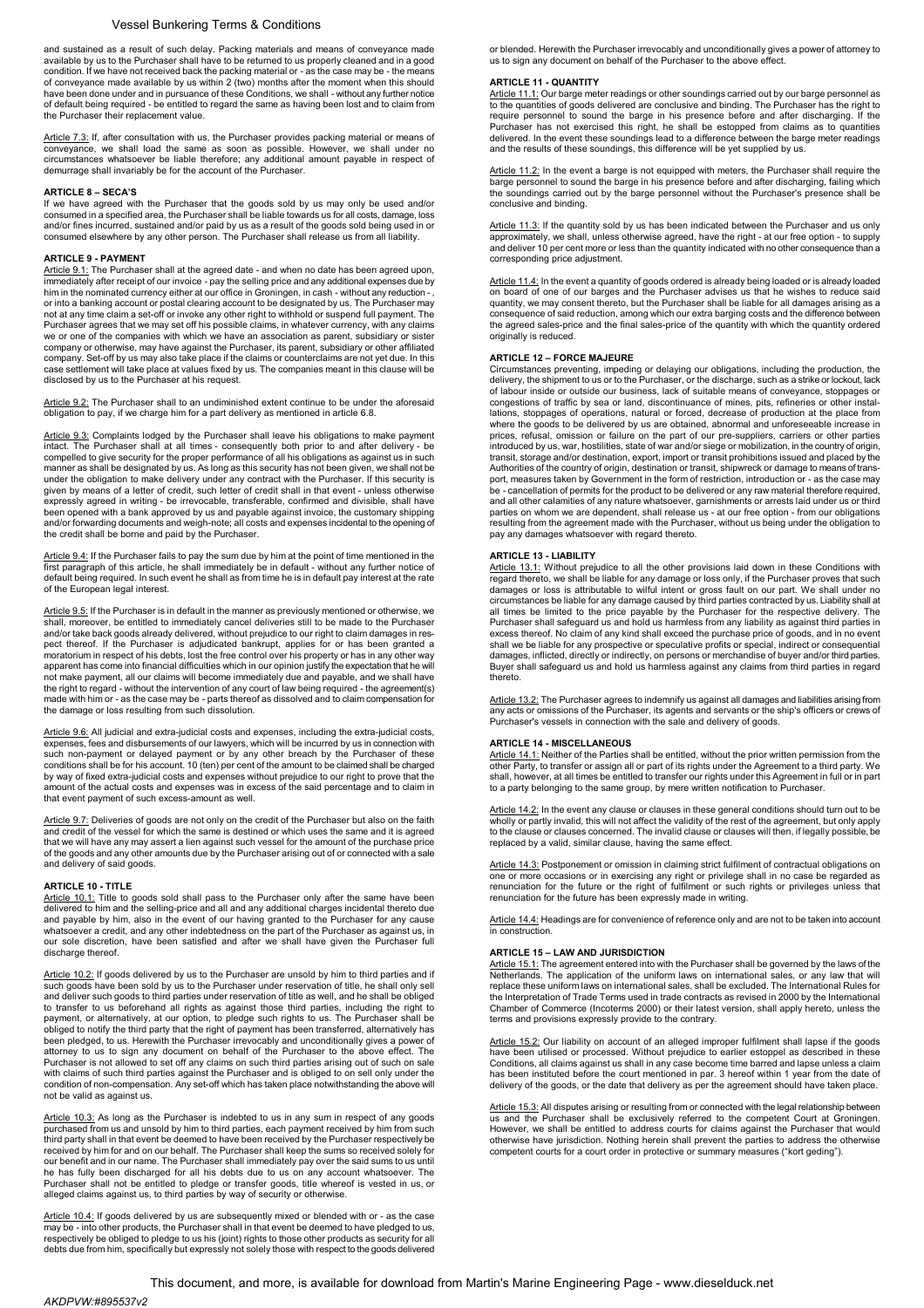and sustained as a result of such delay. Packing materials and means of conveyance made available by us to the Purchaser shall have to be returned to us properly cleaned and in a good condition. If we have not received back the packing material or - as the case may be - the means of conveyance made available by us within 2 (two) months after the moment when this should have been done under and in pursuance of these Conditions, we shall - without any further notice of default being required - be entitled to regard the same as having been lost and to claim from the Purchaser their replacement value.

Article 7.3: If, after consultation with us, the Purchaser provides packing material or means of conveyance, we shall load the same as soon as possible. However, we shall under no circumstances whatsoever be liable therefore; any additional amount payable in respect of demurrage shall invariably be for the account of the Purchaser.

### ARTICLE 8 – SECA'S

If we have agreed with the Purchaser that the goods sold by us may only be used and/or consumed in a specified area, the Purchaser shall be liable towards us for all costs, damage, loss and/or fines incurred, sustained and/or paid by us as a result of the goods sold being used in or consumed elsewhere by any other person. The Purchaser shall release us from all liability.

### ARTICLE 9 - PAYMENT

Article 9.1: The Purchaser shall at the agreed date - and when no date has been agreed upon, immediately after receipt of our invoice - pay the selling price and any additional expenses due by him in the nominated currency either at our office in Groningen, in cash - without any reduction - , or into a banking account or postal clearing account to be designated by us. The Purchaser may not at any time claim a set-off or invoke any other right to withhold or suspend full payment. The Purchaser agrees that we may set off his possible claims, in whatever currency, with any claims we or one of the companies with which we have an association as parent, subsidiary or sister company or otherwise, may have against the Purchaser, its parent, subsidiary or other affiliated company. Set-off by us may also take place if the claims or counterclaims are not yet due. In this case settlement will take place at values fixed by us. The companies meant in this clause will be disclosed by us to the Purchaser at his request.

Article 9.2: The Purchaser shall to an undiminished extent continue to be under the aforesaid obligation to pay, if we charge him for a part delivery as mentioned in article 6.8.

Article 9.3: Complaints lodged by the Purchaser shall leave his obligations to make payment intact. The Purchaser shall at all times - consequently both prior to and after delivery - be compelled to give security for the proper performance of all his obligations as against us in such manner as shall be designated by us. As long as this security has not been given, we shall not be under the obligation to make delivery under any contract with the Purchaser. If this security is given by means of a letter of credit, such letter of credit shall in that event - unless otherwise expressly agreed in writing - be irrevocable, transferable, confirmed and divisible, shall have been opened with a bank approved by us and payable against invoice, the customary shipping and/or forwarding documents and weigh-note; all costs and expenses incidental to the opening of the credit shall be borne and paid by the Purchaser.

Article 9.4: If the Purchaser fails to pay the sum due by him at the point of time mentioned in the first paragraph of this article, he shall immediately be in default - without any further notice of default being required. In such event he shall as from time he is in default pay interest at the rate of the European legal interest.

Article 9.5: If the Purchaser is in default in the manner as previously mentioned or otherwise, we shall, moreover, be entitled to immediately cancel deliveries still to be made to the Purchaser and/or take back goods already delivered, without prejudice to our right to claim damages in respect thereof. If the Purchaser is adjudicated bankrupt, applies for or has been granted a moratorium in respect of his debts, lost the free control over his property or has in any other way apparent has come into financial difficulties which in our opinion justify the expectation that he will not make payment, all our claims will become immediately due and payable, and we shall have the right to regard - without the intervention of any court of law being required - the agreement(s) made with him or - as the case may be - parts thereof as dissolved and to claim compensation for the damage or loss resulting from such dissolution.

Article 9.6: All judicial and extra-judicial costs and expenses, including the extra-judicial costs, expenses, fees and disbursements of our lawyers, which will be incurred by us in connection with such non-payment or delayed payment or by any other breach by the Purchaser of these conditions shall be for his account. 10 (ten) per cent of the amount to be claimed shall be charged by way of fixed extra-judicial costs and expenses without prejudice to our right to prove that the amount of the actual costs and expenses was in excess of the said percentage and to claim in that event payment of such excess-amount as well.

Article 9.7: Deliveries of goods are not only on the credit of the Purchaser but also on the faith and credit of the vessel for which the same is destined or which uses the same and it is agreed that we will have any may assert a lien against such vessel for the amount of the purchase price of the goods and any other amounts due by the Purchaser arising out of or connected with a sale and delivery of said goods.

### ARTICLE 10 - TITLE

Article 10.1: Title to goods sold shall pass to the Purchaser only after the same have been delivered to him and the selling-price and all and any additional charges incidental thereto due and payable by him, also in the event of our having granted to the Purchaser for any cause whatsoever a credit, and any other indebtedness on the part of the Purchaser as against us, in our sole discretion, have been satisfied and after we shall have given the Purchaser full discharge thereof.

Article 10.2: If goods delivered by us to the Purchaser are unsold by him to third parties and if such goods have been sold by us to the Purchaser under reservation of title, he shall only sell and deliver such goods to third parties under reservation of title as well, and he shall be obliged to transfer to us beforehand all rights as against those third parties, including the right to payment, or alternatively, at our option, to pledge such rights to us. The Purchaser shall be obliged to notify the third party that the right of payment has been transferred, alternatively has been pledged, to us. Herewith the Purchaser irrevocably and unconditionally gives a power of attorney to us to sign any document on behalf of the Purchaser to the above effect. The Purchaser is not allowed to set off any claims on such third parties arising out of such on sale with claims of such third parties against the Purchaser and is obliged to on sell only under the condition of non-compensation. Any set-off which has taken place notwithstanding the above will not be valid as against us.

Article 10.3: As long as the Purchaser is indebted to us in any sum in respect of any goods purchased from us and unsold by him to third parties, each payment received by him from such third party shall in that event be deemed to have been received by the Purchaser respectively be received by him for and on our behalf. The Purchaser shall keep the sums so received solely for our benefit and in our name. The Purchaser shall immediately pay over the said sums to us until he has fully been discharged for all his debts due to us on any account whatsoever. The Purchaser shall not be entitled to pledge or transfer goods, title whereof is vested in us, or alleged claims against us, to third parties by way of security or otherwise.

Article 10.4: If goods delivered by us are subsequently mixed or blended with or - as the case may be - into other products, the Purchaser shall in that event be deemed to have pledged to us, respectively be obliged to pledge to us his (joint) rights to those other products as security for all debts due from him, specifically but expressly not solely those with respect to the goods delivered or blended. Herewith the Purchaser irrevocably and unconditionally gives a power of attorney to us to sign any document on behalf of the Purchaser to the above effect.

### ARTICLE 11 - QUANTITY

Article 11.1: Our barge meter readings or other soundings carried out by our barge personnel as to the quantities of goods delivered are conclusive and binding. The Purchaser has the right to require personnel to sound the barge in his presence before and after discharging. If the Purchaser has not exercised this right, he shall be estopped from claims as to quantities delivered. In the event these soundings lead to a difference between the barge meter readings and the results of these soundings, this difference will be yet supplied by us.

Article 11.2: In the event a barge is not equipped with meters, the Purchaser shall require the barge personnel to sound the barge in his presence before and after discharging, failing which the soundings carried out by the barge personnel without the Purchaser's presence shall be conclusive and binding.

Article 11.3: If the quantity sold by us has been indicated between the Purchaser and us only approximately, we shall, unless otherwise agreed, have the right - at our free option - to supply and deliver 10 per cent more or less than the quantity indicated with no other consequence than a corresponding price adjustment.

Article 11.4: In the event a quantity of goods ordered is already being loaded or is already loaded on board of one of our barges and the Purchaser advises us that he wishes to reduce said quantity, we may consent thereto, but the Purchaser shall be liable for all damages arising as a consequence of said reduction, among which our extra barging costs and the difference between the agreed sales-price and the final sales-price of the quantity with which the quantity ordered originally is reduced.

### ARTICLE 12 – FORCE MAJEURE

Circumstances preventing, impeding or delaying our obligations, including the production, the delivery, the shipment to us or to the Purchaser, or the discharge, such as a strike or lockout, lack of labour inside or outside our business, lack of suitable means of conveyance, stoppages or congestions of traffic by sea or land, discontinuance of mines, pits, refineries or other installations, stoppages of operations, natural or forced, decrease of production at the place from where the goods to be delivered by us are obtained, abnormal and unforeseeable increase in prices, refusal, omission or failure on the part of our pre-suppliers, carriers or other parties introduced by us, war, hostilities, state of war and/or siege or mobilization, in the country of origin, transit, storage and/or destination, export, import or transit prohibitions issued and placed by the Authorities of the country of origin, destination or transit, shipwreck or damage to means of transport, measures taken by Government in the form of restriction, introduction or - as the case may be - cancellation of permits for the product to be delivered or any raw material therefore required, and all other calamities of any nature whatsoever, garnishments or arrests laid under us or third parties on whom we are dependent, shall release us - at our free option - from our obligations resulting from the agreement made with the Purchaser, without us being under the obligation to pay any damages whatsoever with regard thereto.

### ARTICLE 13 - LIABILITY

Article 13.1: Without prejudice to all the other provisions laid down in these Conditions with regard thereto, we shall be liable for any damage or loss only, if the Purchaser proves that such damages or loss is attributable to wilful intent or gross fault on our part. We shall under no circumstances be liable for any damage caused by third parties contracted by us. Liability shall at all times be limited to the price payable by the Purchaser for the respective delivery. The Purchaser shall safeguard us and hold us harmless from any liability as against third parties in excess thereof. No claim of any kind shall exceed the purchase price of goods, and in no event shall we be liable for any prospective or speculative profits or special, indirect or consequential damages, inflicted, directly or indirectly, on persons or merchandise of buyer and/or third parties. Buyer shall safeguard us and hold us harmless against any claims from third parties in regard thereto.

Article 13.2: The Purchaser agrees to indemnify us against all damages and liabilities arising from any acts or omissions of the Purchaser, its agents and servants or the ship's officers or crews of Purchaser's vessels in connection with the sale and delivery of goods.

### ARTICLE 14 - MISCELLANEOUS

Article 14.1: Neither of the Parties shall be entitled, without the prior written permission from the other Party, to transfer or assign all or part of its rights under the Agreement to a third party. We shall, however, at all times be entitled to transfer our rights under this Agreement in full or in part to a party belonging to the same group, by mere written notification to Purchaser.

Article 14.2: In the event any clause or clauses in these general conditions should turn out to be wholly or partly invalid, this will not affect the validity of the rest of the agreement, but only apply to the clause or clauses concerned. The invalid clause or clauses will then, if legally possible, be replaced by a valid, similar clause, having the same effect.

Article 14.3: Postponement or omission in claiming strict fulfilment of contractual obligations on one or more occasions or in exercising any right or privilege shall in no case be regarded as renunciation for the future or the right of fulfilment or such rights or privileges unless that renunciation for the future has been expressly made in writing.

Article 14.4: Headings are for convenience of reference only and are not to be taken into account in construction.

### ARTICLE 15 – LAW AND JURISDICTION

Article 15.1: The agreement entered into with the Purchaser shall be governed by the laws of the Netherlands. The application of the uniform laws on international sales, or any law that will replace these uniform laws on international sales, shall be excluded. The International Rules for the Interpretation of Trade Terms used in trade contracts as revised in 2000 by the International Chamber of Commerce (Incoterms 2000) or their latest version, shall apply hereto, unless the terms and provisions expressly provide to the contrary.

Article 15.2: Our liability on account of an alleged improper fulfilment shall lapse if the goods have been utilised or processed. Without prejudice to earlier estoppel as described in these Conditions, all claims against us shall in any case become time barred and lapse unless a claim has been instituted before the court mentioned in par. 3 hereof within 1 year from the date of delivery of the goods, or the date that delivery as per the agreement should have taken place.

Article 15.3: All disputes arising or resulting from or connected with the legal relationship between us and the Purchaser shall be exclusively referred to the competent Court at Groningen. However, we shall be entitled to address courts for claims against the Purchaser that would otherwise have jurisdiction. Nothing herein shall prevent the parties to address the otherwise competent courts for a court order in protective or summary measures ("kort geding").

This document, and more, is available for download from Martin's Marine Engineering Page - www.dieselduck.net

AKDPVW:#895537v2